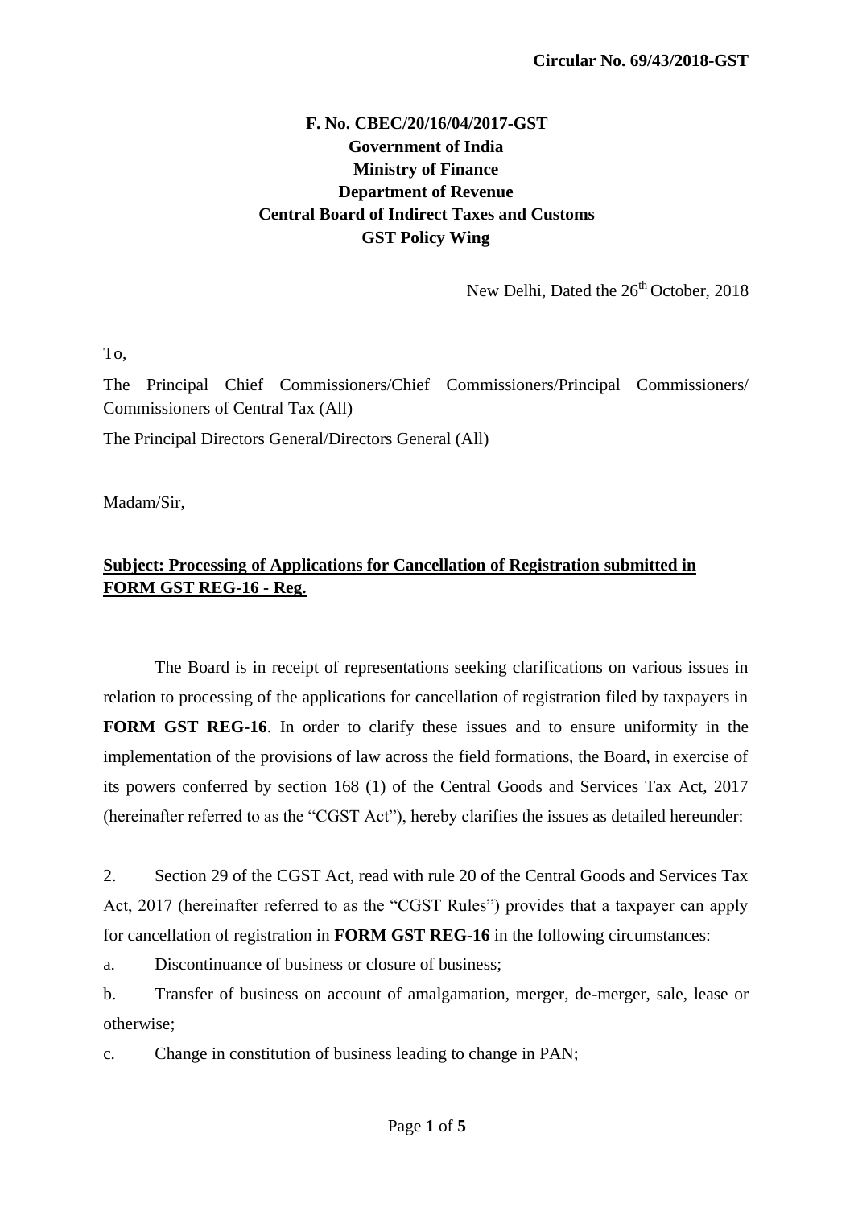**Circular No. 69/43/2018-GST**

**F. No. CBEC/20/16/04/2017-GST**
**Government of India**
**Ministry of Finance**
**Department of Revenue**
**Central Board of Indirect Taxes and Customs**
**GST Policy Wing**

New Delhi, Dated the 26th October, 2018

To,

The Principal Chief Commissioners/Chief Commissioners/Principal Commissioners/ Commissioners of Central Tax (All)

The Principal Directors General/Directors General (All)

Madam/Sir,

**Subject: Processing of Applications for Cancellation of Registration submitted in FORM GST REG-16 - Reg.**

The Board is in receipt of representations seeking clarifications on various issues in relation to processing of the applications for cancellation of registration filed by taxpayers in **FORM GST REG-16**. In order to clarify these issues and to ensure uniformity in the implementation of the provisions of law across the field formations, the Board, in exercise of its powers conferred by section 168 (1) of the Central Goods and Services Tax Act, 2017 (hereinafter referred to as the "CGST Act"), hereby clarifies the issues as detailed hereunder:

2. Section 29 of the CGST Act, read with rule 20 of the Central Goods and Services Tax Act, 2017 (hereinafter referred to as the "CGST Rules") provides that a taxpayer can apply for cancellation of registration in **FORM GST REG-16** in the following circumstances:

a. Discontinuance of business or closure of business;

b. Transfer of business on account of amalgamation, merger, de-merger, sale, lease or otherwise;

c. Change in constitution of business leading to change in PAN;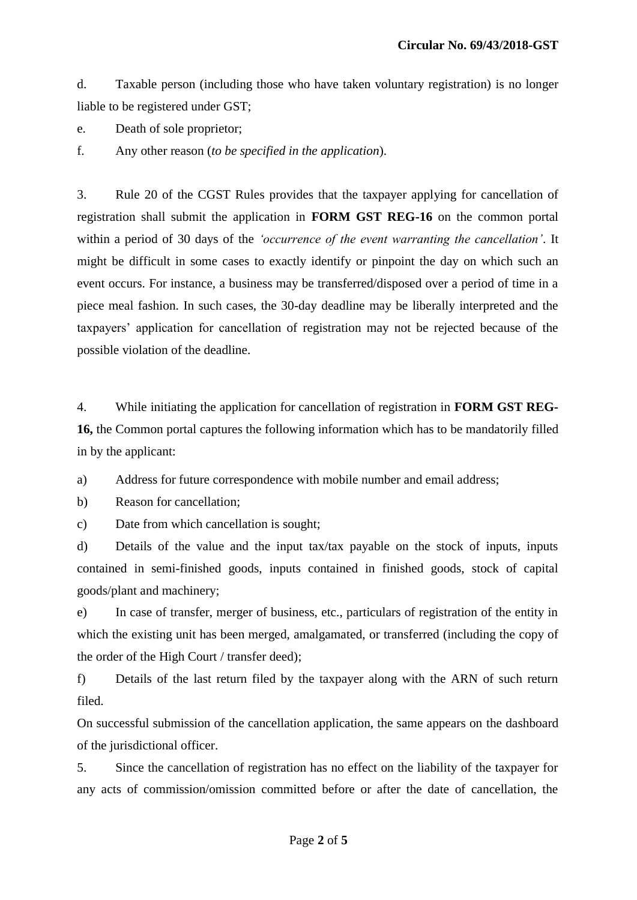d. Taxable person (including those who have taken voluntary registration) is no longer liable to be registered under GST;

e. Death of sole proprietor;

f. Any other reason (*to be specified in the application*).

3. Rule 20 of the CGST Rules provides that the taxpayer applying for cancellation of registration shall submit the application in **FORM GST REG-16** on the common portal within a period of 30 days of the *'occurrence of the event warranting the cancellation'*. It might be difficult in some cases to exactly identify or pinpoint the day on which such an event occurs. For instance, a business may be transferred/disposed over a period of time in a piece meal fashion. In such cases, the 30-day deadline may be liberally interpreted and the taxpayers' application for cancellation of registration may not be rejected because of the possible violation of the deadline.

4. While initiating the application for cancellation of registration in **FORM GST REG-16,** the Common portal captures the following information which has to be mandatorily filled in by the applicant:

a) Address for future correspondence with mobile number and email address;

b) Reason for cancellation;

c) Date from which cancellation is sought;

d) Details of the value and the input tax/tax payable on the stock of inputs, inputs contained in semi-finished goods, inputs contained in finished goods, stock of capital goods/plant and machinery;

e) In case of transfer, merger of business, etc., particulars of registration of the entity in which the existing unit has been merged, amalgamated, or transferred (including the copy of the order of the High Court / transfer deed);

f) Details of the last return filed by the taxpayer along with the ARN of such return filed.

On successful submission of the cancellation application, the same appears on the dashboard of the jurisdictional officer.

5. Since the cancellation of registration has no effect on the liability of the taxpayer for any acts of commission/omission committed before or after the date of cancellation, the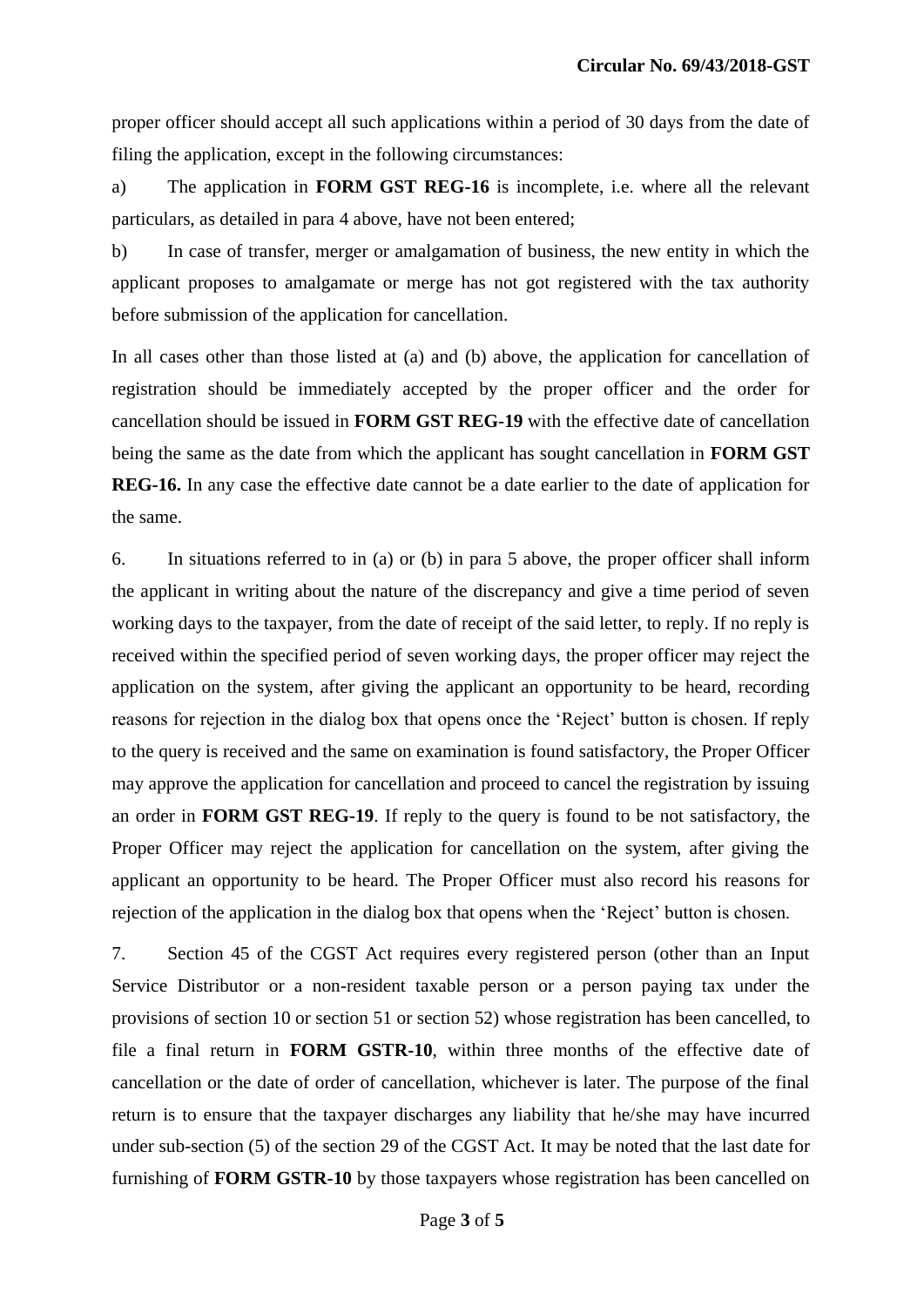proper officer should accept all such applications within a period of 30 days from the date of filing the application, except in the following circumstances:

a) The application in **FORM GST REG-16** is incomplete, i.e. where all the relevant particulars, as detailed in para 4 above, have not been entered;

b) In case of transfer, merger or amalgamation of business, the new entity in which the applicant proposes to amalgamate or merge has not got registered with the tax authority before submission of the application for cancellation.

In all cases other than those listed at (a) and (b) above, the application for cancellation of registration should be immediately accepted by the proper officer and the order for cancellation should be issued in **FORM GST REG-19** with the effective date of cancellation being the same as the date from which the applicant has sought cancellation in **FORM GST REG-16.** In any case the effective date cannot be a date earlier to the date of application for the same.

6. In situations referred to in (a) or (b) in para 5 above, the proper officer shall inform the applicant in writing about the nature of the discrepancy and give a time period of seven working days to the taxpayer, from the date of receipt of the said letter, to reply. If no reply is received within the specified period of seven working days, the proper officer may reject the application on the system, after giving the applicant an opportunity to be heard, recording reasons for rejection in the dialog box that opens once the 'Reject' button is chosen. If reply to the query is received and the same on examination is found satisfactory, the Proper Officer may approve the application for cancellation and proceed to cancel the registration by issuing an order in **FORM GST REG-19**. If reply to the query is found to be not satisfactory, the Proper Officer may reject the application for cancellation on the system, after giving the applicant an opportunity to be heard. The Proper Officer must also record his reasons for rejection of the application in the dialog box that opens when the 'Reject' button is chosen.

7. Section 45 of the CGST Act requires every registered person (other than an Input Service Distributor or a non-resident taxable person or a person paying tax under the provisions of section 10 or section 51 or section 52) whose registration has been cancelled, to file a final return in **FORM GSTR-10**, within three months of the effective date of cancellation or the date of order of cancellation, whichever is later. The purpose of the final return is to ensure that the taxpayer discharges any liability that he/she may have incurred under sub-section (5) of the section 29 of the CGST Act. It may be noted that the last date for furnishing of **FORM GSTR-10** by those taxpayers whose registration has been cancelled on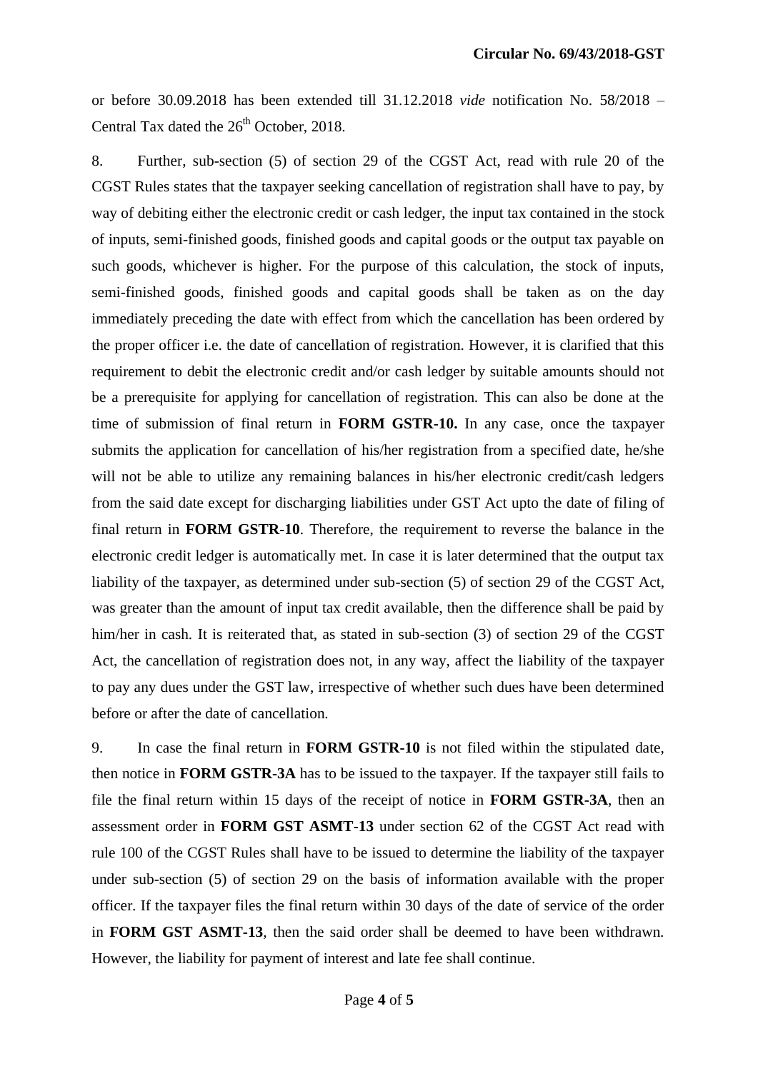or before 30.09.2018 has been extended till 31.12.2018 *vide* notification No. 58/2018 – Central Tax dated the 26th October, 2018.

8. Further, sub-section (5) of section 29 of the CGST Act, read with rule 20 of the CGST Rules states that the taxpayer seeking cancellation of registration shall have to pay, by way of debiting either the electronic credit or cash ledger, the input tax contained in the stock of inputs, semi-finished goods, finished goods and capital goods or the output tax payable on such goods, whichever is higher. For the purpose of this calculation, the stock of inputs, semi-finished goods, finished goods and capital goods shall be taken as on the day immediately preceding the date with effect from which the cancellation has been ordered by the proper officer i.e. the date of cancellation of registration. However, it is clarified that this requirement to debit the electronic credit and/or cash ledger by suitable amounts should not be a prerequisite for applying for cancellation of registration. This can also be done at the time of submission of final return in **FORM GSTR-10.** In any case, once the taxpayer submits the application for cancellation of his/her registration from a specified date, he/she will not be able to utilize any remaining balances in his/her electronic credit/cash ledgers from the said date except for discharging liabilities under GST Act upto the date of filing of final return in **FORM GSTR-10**. Therefore, the requirement to reverse the balance in the electronic credit ledger is automatically met. In case it is later determined that the output tax liability of the taxpayer, as determined under sub-section (5) of section 29 of the CGST Act, was greater than the amount of input tax credit available, then the difference shall be paid by him/her in cash. It is reiterated that, as stated in sub-section (3) of section 29 of the CGST Act, the cancellation of registration does not, in any way, affect the liability of the taxpayer to pay any dues under the GST law, irrespective of whether such dues have been determined before or after the date of cancellation.

9. In case the final return in **FORM GSTR-10** is not filed within the stipulated date, then notice in **FORM GSTR-3A** has to be issued to the taxpayer. If the taxpayer still fails to file the final return within 15 days of the receipt of notice in **FORM GSTR-3A**, then an assessment order in **FORM GST ASMT-13** under section 62 of the CGST Act read with rule 100 of the CGST Rules shall have to be issued to determine the liability of the taxpayer under sub-section (5) of section 29 on the basis of information available with the proper officer. If the taxpayer files the final return within 30 days of the date of service of the order in **FORM GST ASMT-13**, then the said order shall be deemed to have been withdrawn. However, the liability for payment of interest and late fee shall continue.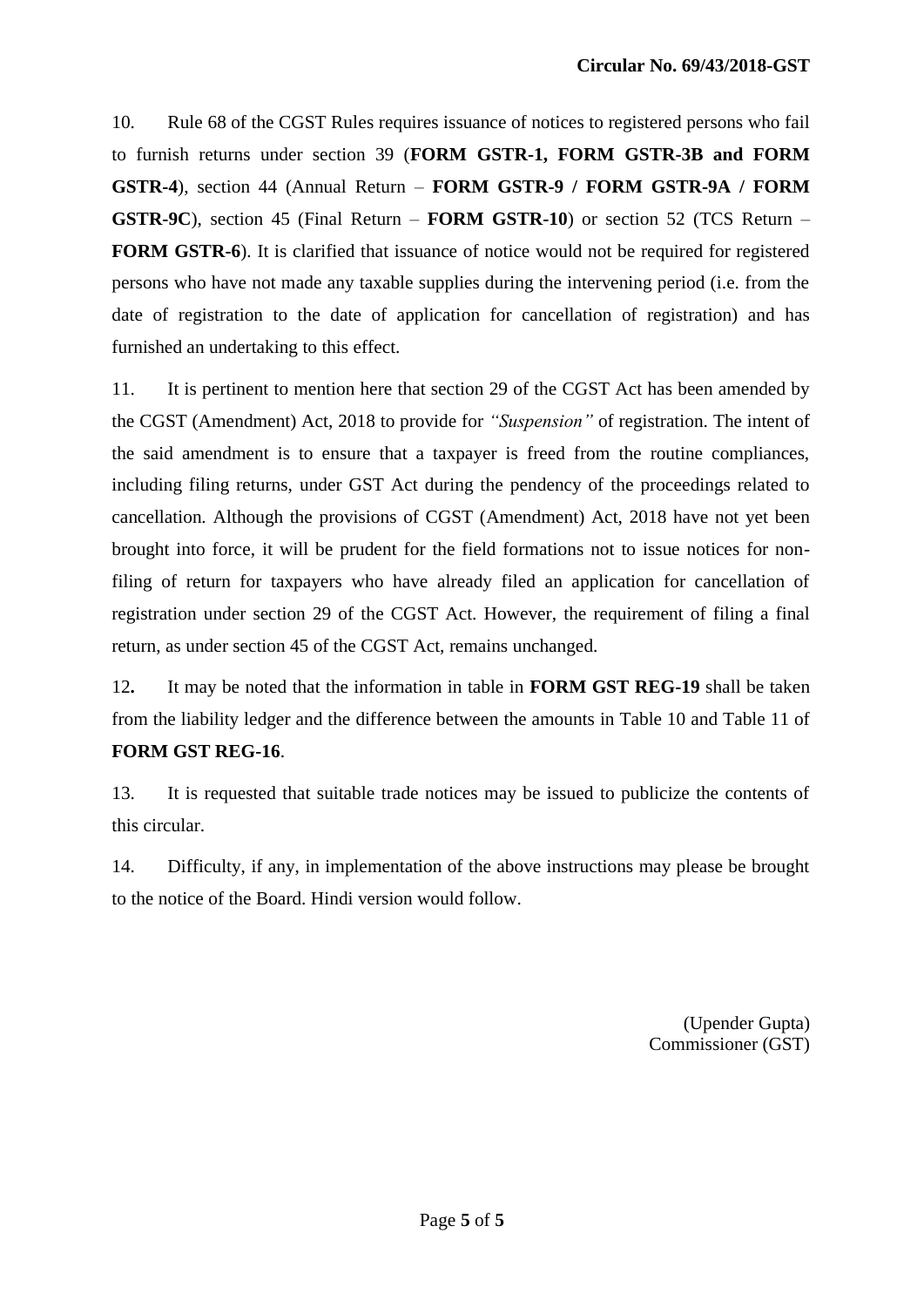10. Rule 68 of the CGST Rules requires issuance of notices to registered persons who fail to furnish returns under section 39 (**FORM GSTR-1, FORM GSTR-3B and FORM GSTR-4**), section 44 (Annual Return – **FORM GSTR-9 / FORM GSTR-9A / FORM GSTR-9C**), section 45 (Final Return – **FORM GSTR-10**) or section 52 (TCS Return – **FORM GSTR-6**). It is clarified that issuance of notice would not be required for registered persons who have not made any taxable supplies during the intervening period (i.e. from the date of registration to the date of application for cancellation of registration) and has furnished an undertaking to this effect.

11. It is pertinent to mention here that section 29 of the CGST Act has been amended by the CGST (Amendment) Act, 2018 to provide for *"Suspension"* of registration. The intent of the said amendment is to ensure that a taxpayer is freed from the routine compliances, including filing returns, under GST Act during the pendency of the proceedings related to cancellation. Although the provisions of CGST (Amendment) Act, 2018 have not yet been brought into force, it will be prudent for the field formations not to issue notices for non-filing of return for taxpayers who have already filed an application for cancellation of registration under section 29 of the CGST Act. However, the requirement of filing a final return, as under section 45 of the CGST Act, remains unchanged.

12**.** It may be noted that the information in table in **FORM GST REG-19** shall be taken from the liability ledger and the difference between the amounts in Table 10 and Table 11 of **FORM GST REG-16**.

13. It is requested that suitable trade notices may be issued to publicize the contents of this circular.

14. Difficulty, if any, in implementation of the above instructions may please be brought to the notice of the Board. Hindi version would follow.

(Upender Gupta)
Commissioner (GST)